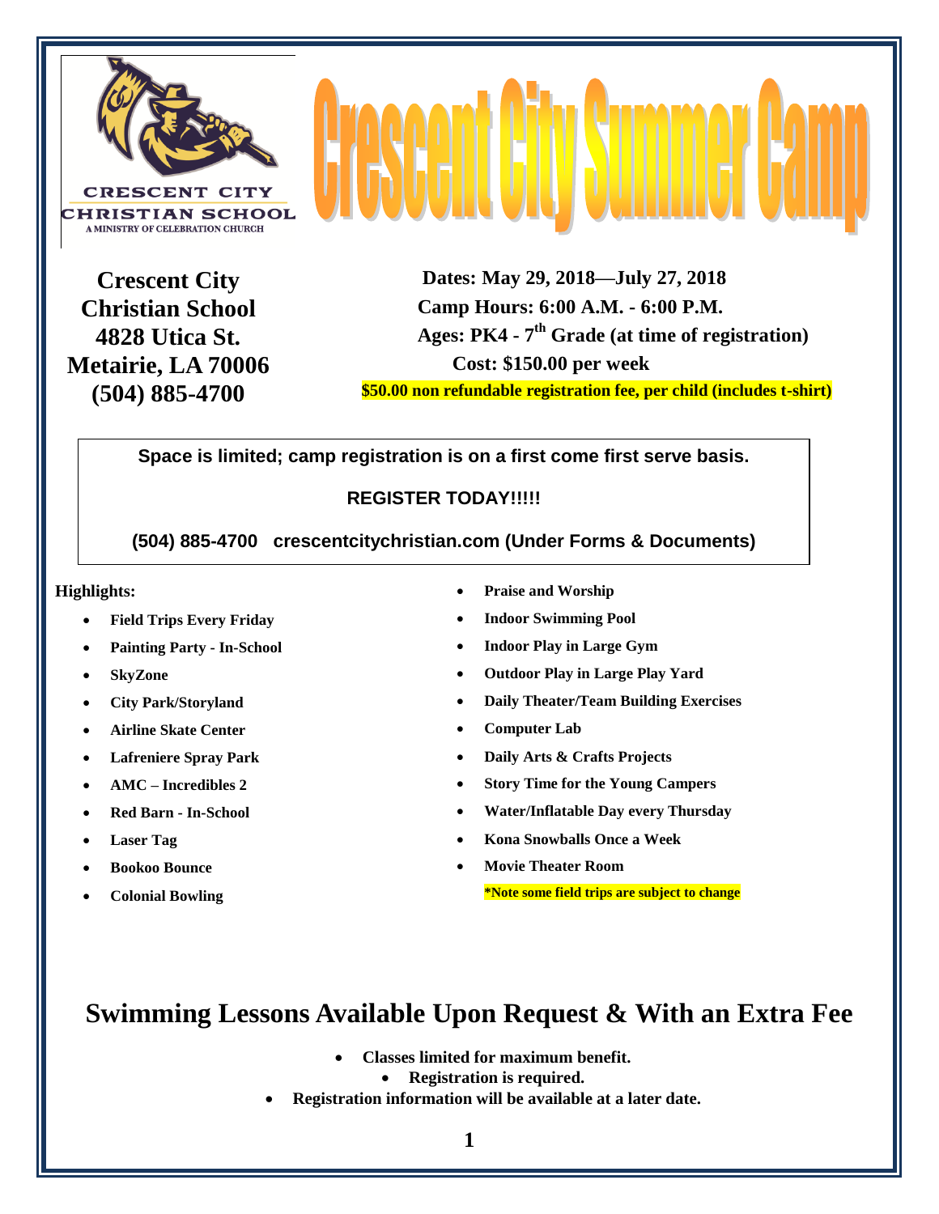CRESCENT CITY
CHRISTIAN SCHOOL
A MINISTRY OF CELEBRATION CHURCH

# Crescent City Summer Camp

**Crescent City Christian School**
**4828 Utica St.**
**Metairie, LA 70006**
**(504) 885-4700**

**Dates: May 29, 2018—July 27, 2018**
**Camp Hours: 6:00 A.M. - 6:00 P.M.**
**Ages: PK4 - 7th Grade (at time of registration)**
**Cost: $150.00 per week**
**$50.00 non refundable registration fee, per child (includes t-shirt)**

**Space is limited; camp registration is on a first come first serve basis.**

**REGISTER TODAY!!!!!**

**(504) 885-4700 crescentcitychristian.com (Under Forms & Documents)**

**Highlights:**

- **Field Trips Every Friday**
- **Painting Party - In-School**
- **SkyZone**
- **City Park/Storyland**
- **Airline Skate Center**
- **Lafreniere Spray Park**
- **AMC – Incredibles 2**
- **Red Barn - In-School**
- **Laser Tag**
- **Bookoo Bounce**
- **Colonial Bowling**
- **Praise and Worship**
- **Indoor Swimming Pool**
- **Indoor Play in Large Gym**
- **Outdoor Play in Large Play Yard**
- **Daily Theater/Team Building Exercises**
- **Computer Lab**
- **Daily Arts & Crafts Projects**
- **Story Time for the Young Campers**
- **Water/Inflatable Day every Thursday**
- **Kona Snowballs Once a Week**
- **Movie Theater Room**

**\*Note some field trips are subject to change**

## Swimming Lessons Available Upon Request & With an Extra Fee

- **Classes limited for maximum benefit.**
- **Registration is required.**
- **Registration information will be available at a later date.**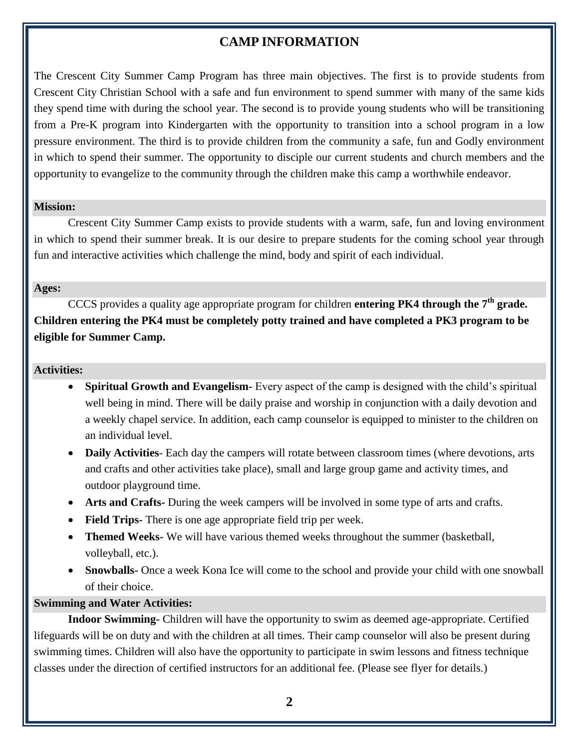# CAMP INFORMATION

The Crescent City Summer Camp Program has three main objectives. The first is to provide students from Crescent City Christian School with a safe and fun environment to spend summer with many of the same kids they spend time with during the school year. The second is to provide young students who will be transitioning from a Pre-K program into Kindergarten with the opportunity to transition into a school program in a low pressure environment. The third is to provide children from the community a safe, fun and Godly environment in which to spend their summer. The opportunity to disciple our current students and church members and the opportunity to evangelize to the community through the children make this camp a worthwhile endeavor.

**Mission:**

Crescent City Summer Camp exists to provide students with a warm, safe, fun and loving environment in which to spend their summer break. It is our desire to prepare students for the coming school year through fun and interactive activities which challenge the mind, body and spirit of each individual.

**Ages:**

CCCS provides a quality age appropriate program for children **entering PK4 through the 7th grade. Children entering the PK4 must be completely potty trained and have completed a PK3 program to be eligible for Summer Camp.**

**Activities:**

- **Spiritual Growth and Evangelism-** Every aspect of the camp is designed with the child's spiritual well being in mind. There will be daily praise and worship in conjunction with a daily devotion and a weekly chapel service. In addition, each camp counselor is equipped to minister to the children on an individual level.
- **Daily Activities-** Each day the campers will rotate between classroom times (where devotions, arts and crafts and other activities take place), small and large group game and activity times, and outdoor playground time.
- **Arts and Crafts-** During the week campers will be involved in some type of arts and crafts.
- **Field Trips-** There is one age appropriate field trip per week.
- **Themed Weeks-** We will have various themed weeks throughout the summer (basketball, volleyball, etc.).
- **Snowballs-** Once a week Kona Ice will come to the school and provide your child with one snowball of their choice.

**Swimming and Water Activities:**

**Indoor Swimming-** Children will have the opportunity to swim as deemed age-appropriate. Certified lifeguards will be on duty and with the children at all times. Their camp counselor will also be present during swimming times. Children will also have the opportunity to participate in swim lessons and fitness technique classes under the direction of certified instructors for an additional fee. (Please see flyer for details.)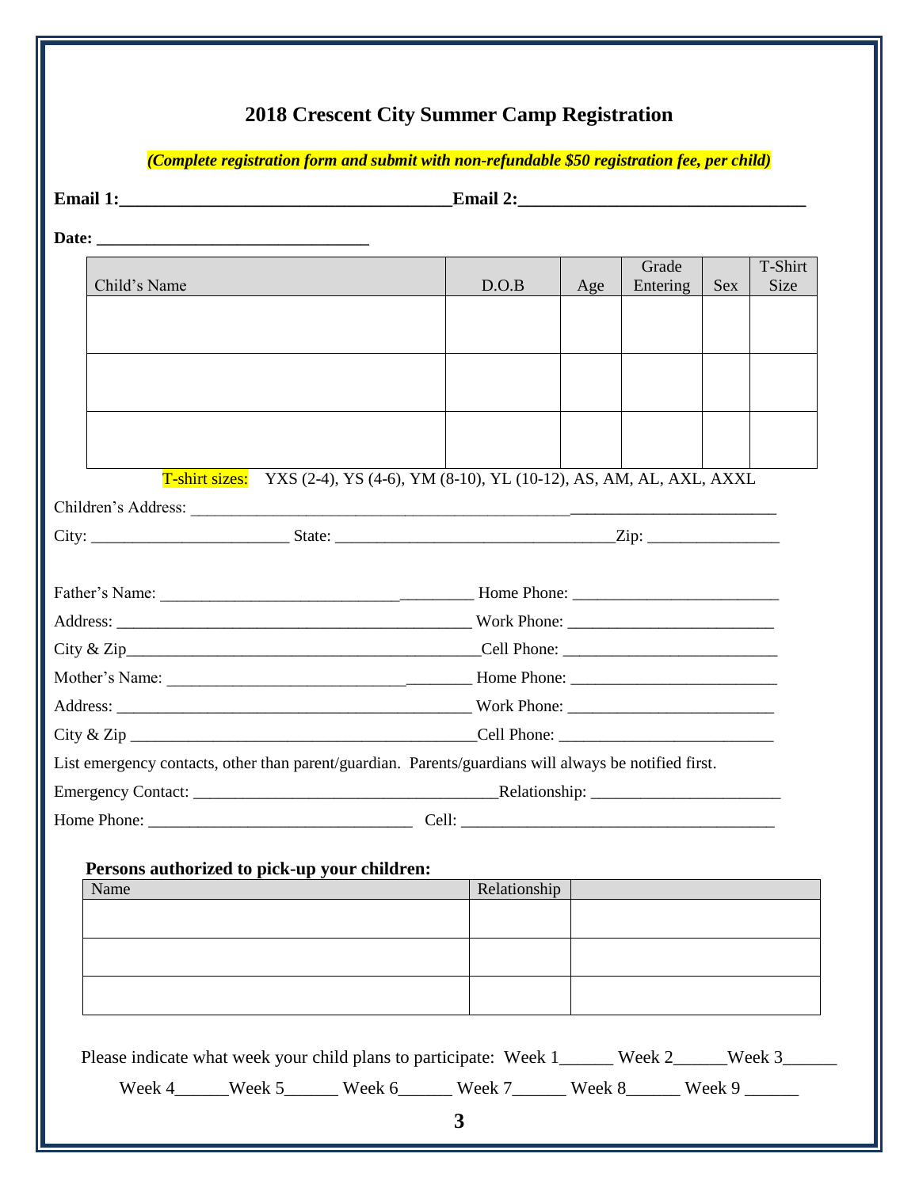# 2018 Crescent City Summer Camp Registration

***(Complete registration form and submit with non-refundable $50 registration fee, per child)***

**Email 1:\_\_\_\_\_\_\_\_\_\_\_\_\_\_\_\_\_\_\_\_\_\_\_\_\_\_\_\_\_\_\_\_\_\_\_\_\_\_Email 2:\_\_\_\_\_\_\_\_\_\_\_\_\_\_\_\_\_\_\_\_\_\_\_\_\_\_\_\_\_\_\_\_**

**Date: \_\_\_\_\_\_\_\_\_\_\_\_\_\_\_\_\_\_\_\_\_\_\_\_\_\_\_\_\_\_\_**

| Child's Name | D.O.B | Age | Grade Entering | Sex | T-Shirt Size |
|---|---|---|---|---|---|
| | | | | | |
| | | | | | |
| | | | | | |

T-shirt sizes: YXS (2-4), YS (4-6), YM (8-10), YL (10-12), AS, AM, AL, AXL, AXXL

Children's Address: \_\_\_\_\_\_\_\_\_\_\_\_\_\_\_\_\_\_\_\_\_\_\_\_\_\_\_\_\_\_\_\_\_\_\_\_\_\_\_\_\_\_\_\_\_\_\_\_\_\_\_\_\_\_\_\_\_\_\_\_\_\_\_\_\_

City: \_\_\_\_\_\_\_\_\_\_\_\_\_\_\_\_\_\_\_\_\_\_\_ State: \_\_\_\_\_\_\_\_\_\_\_\_\_\_\_\_\_\_\_\_\_\_\_\_\_\_\_\_\_\_\_\_\_Zip: \_\_\_\_\_\_\_\_\_\_\_\_\_\_\_\_

Father's Name: \_\_\_\_\_\_\_\_\_\_\_\_\_\_\_\_\_\_\_\_\_\_\_\_\_\_\_\_\_\_\_\_\_\_\_\_\_\_ Home Phone: \_\_\_\_\_\_\_\_\_\_\_\_\_\_\_\_\_\_\_\_\_\_\_\_\_

Address: \_\_\_\_\_\_\_\_\_\_\_\_\_\_\_\_\_\_\_\_\_\_\_\_\_\_\_\_\_\_\_\_\_\_\_\_\_\_\_\_\_\_\_\_\_ Work Phone: \_\_\_\_\_\_\_\_\_\_\_\_\_\_\_\_\_\_\_\_\_\_\_\_\_

City & Zip\_\_\_\_\_\_\_\_\_\_\_\_\_\_\_\_\_\_\_\_\_\_\_\_\_\_\_\_\_\_\_\_\_\_\_\_\_\_\_\_\_\_\_\_\_Cell Phone: \_\_\_\_\_\_\_\_\_\_\_\_\_\_\_\_\_\_\_\_\_\_\_\_\_\_

Mother's Name: \_\_\_\_\_\_\_\_\_\_\_\_\_\_\_\_\_\_\_\_\_\_\_\_\_\_\_\_\_\_\_\_\_\_\_\_\_\_ Home Phone: \_\_\_\_\_\_\_\_\_\_\_\_\_\_\_\_\_\_\_\_\_\_\_\_\_

Address: \_\_\_\_\_\_\_\_\_\_\_\_\_\_\_\_\_\_\_\_\_\_\_\_\_\_\_\_\_\_\_\_\_\_\_\_\_\_\_\_\_\_\_\_\_ Work Phone: \_\_\_\_\_\_\_\_\_\_\_\_\_\_\_\_\_\_\_\_\_\_\_\_\_

City & Zip \_\_\_\_\_\_\_\_\_\_\_\_\_\_\_\_\_\_\_\_\_\_\_\_\_\_\_\_\_\_\_\_\_\_\_\_\_\_\_\_\_\_\_\_Cell Phone: \_\_\_\_\_\_\_\_\_\_\_\_\_\_\_\_\_\_\_\_\_\_\_\_\_\_

List emergency contacts, other than parent/guardian. Parents/guardians will always be notified first.

Emergency Contact: \_\_\_\_\_\_\_\_\_\_\_\_\_\_\_\_\_\_\_\_\_\_\_\_\_\_\_\_\_\_\_\_\_\_\_\_\_\_Relationship: \_\_\_\_\_\_\_\_\_\_\_\_\_\_\_\_\_\_\_\_\_\_\_

Home Phone: \_\_\_\_\_\_\_\_\_\_\_\_\_\_\_\_\_\_\_\_\_\_\_\_\_\_\_\_\_\_\_\_ Cell: \_\_\_\_\_\_\_\_\_\_\_\_\_\_\_\_\_\_\_\_\_\_\_\_\_\_\_\_\_\_\_\_\_\_\_\_\_\_\_

**Persons authorized to pick-up your children:**

| Name | Relationship | |
|---|---|---|
| | | |
| | | |
| | | |

Please indicate what week your child plans to participate: Week 1\_\_\_\_\_\_ Week 2\_\_\_\_\_\_Week 3\_\_\_\_\_\_

Week 4\_\_\_\_\_\_Week 5\_\_\_\_\_\_ Week 6\_\_\_\_\_\_ Week 7\_\_\_\_\_\_ Week 8\_\_\_\_\_\_ Week 9 \_\_\_\_\_\_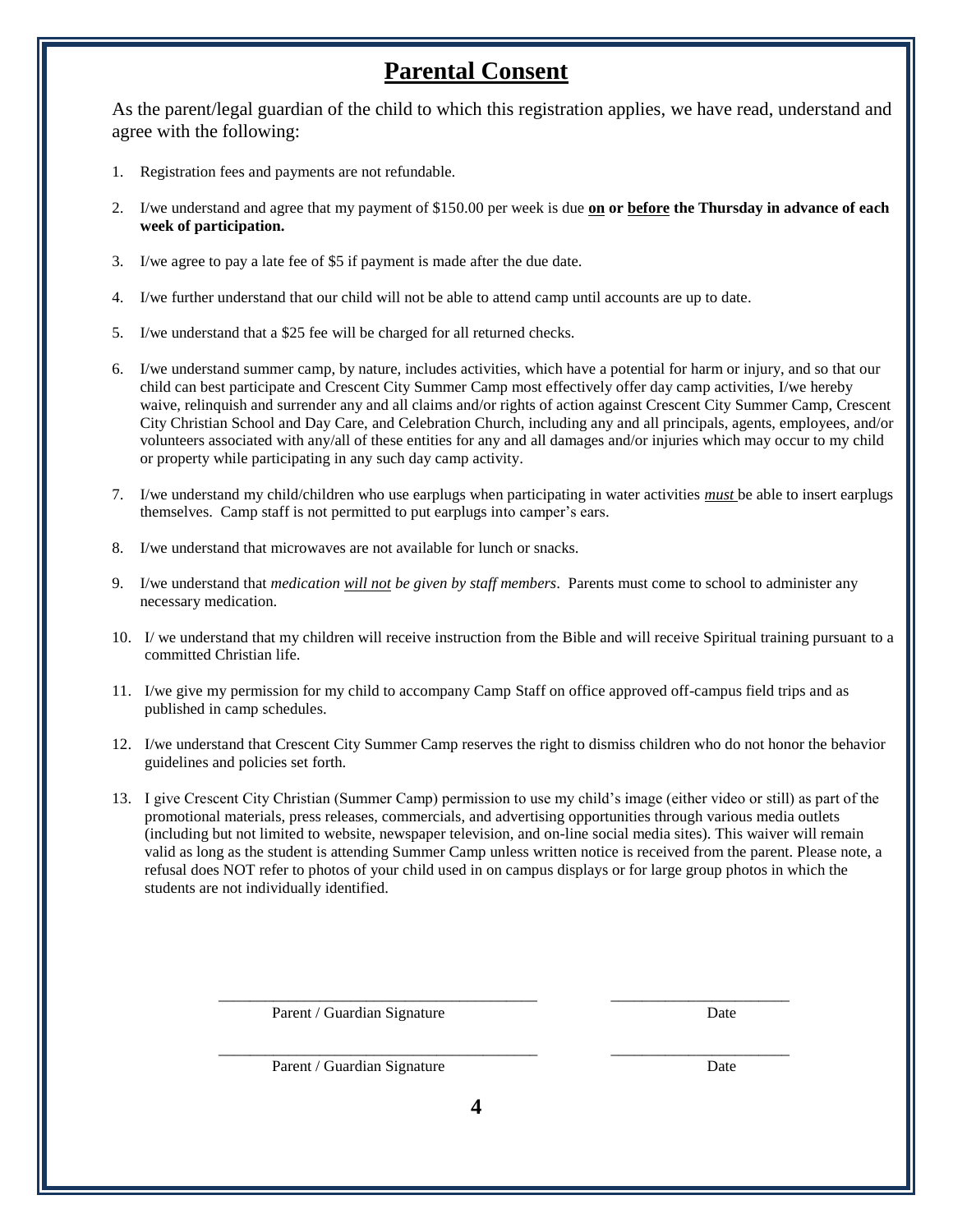# Parental Consent

As the parent/legal guardian of the child to which this registration applies, we have read, understand and agree with the following:

1. Registration fees and payments are not refundable.
2. I/we understand and agree that my payment of $150.00 per week is due **on or before the Thursday in advance of each week of participation.**
3. I/we agree to pay a late fee of $5 if payment is made after the due date.
4. I/we further understand that our child will not be able to attend camp until accounts are up to date.
5. I/we understand that a $25 fee will be charged for all returned checks.
6. I/we understand summer camp, by nature, includes activities, which have a potential for harm or injury, and so that our child can best participate and Crescent City Summer Camp most effectively offer day camp activities, I/we hereby waive, relinquish and surrender any and all claims and/or rights of action against Crescent City Summer Camp, Crescent City Christian School and Day Care, and Celebration Church, including any and all principals, agents, employees, and/or volunteers associated with any/all of these entities for any and all damages and/or injuries which may occur to my child or property while participating in any such day camp activity.
7. I/we understand my child/children who use earplugs when participating in water activities *must* be able to insert earplugs themselves. Camp staff is not permitted to put earplugs into camper's ears.
8. I/we understand that microwaves are not available for lunch or snacks.
9. I/we understand that *medication will not be given by staff members*. Parents must come to school to administer any necessary medication.
10. I/ we understand that my children will receive instruction from the Bible and will receive Spiritual training pursuant to a committed Christian life.
11. I/we give my permission for my child to accompany Camp Staff on office approved off-campus field trips and as published in camp schedules.
12. I/we understand that Crescent City Summer Camp reserves the right to dismiss children who do not honor the behavior guidelines and policies set forth.
13. I give Crescent City Christian (Summer Camp) permission to use my child's image (either video or still) as part of the promotional materials, press releases, commercials, and advertising opportunities through various media outlets (including but not limited to website, newspaper television, and on-line social media sites). This waiver will remain valid as long as the student is attending Summer Camp unless written notice is received from the parent. Please note, a refusal does NOT refer to photos of your child used in on campus displays or for large group photos in which the students are not individually identified.

_______________________________________ _______________________

Parent / Guardian Signature Date

_______________________________________ _______________________

Parent / Guardian Signature Date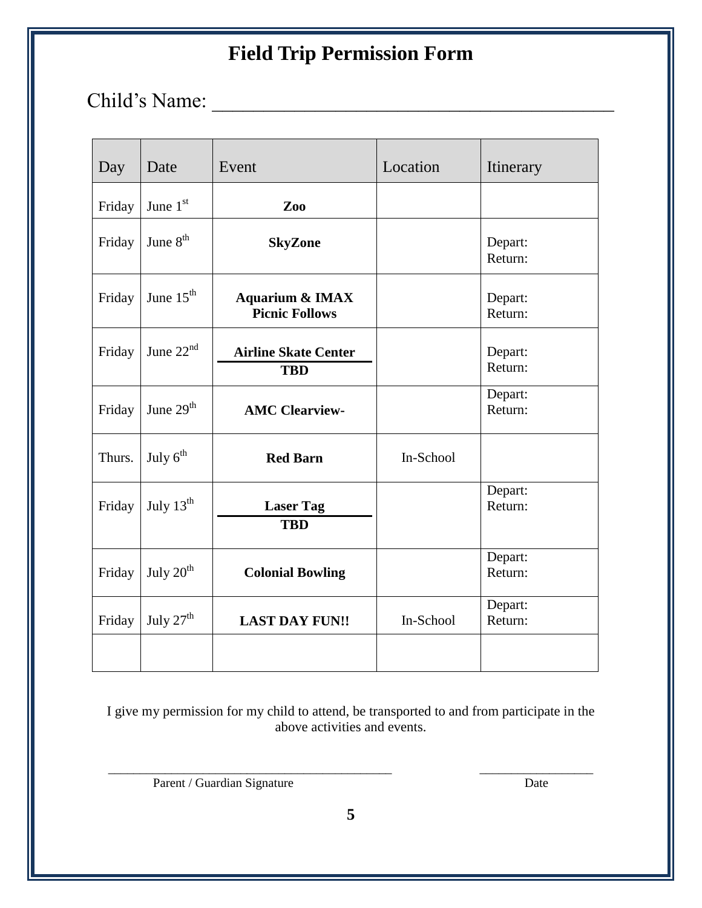# Field Trip Permission Form

Child's Name: ________________________________________

| Day | Date | Event | Location | Itinerary |
|---|---|---|---|---|
| Friday | June 1st | **Zoo** | | |
| Friday | June 8th | **SkyZone** | | Depart:<br>Return: |
| Friday | June 15th | **Aquarium & IMAX**<br>**Picnic Follows** | | Depart:<br>Return: |
| Friday | June 22nd | **Airline Skate Center**<br>**TBD** | | Depart:<br>Return: |
| Friday | June 29th | **AMC Clearview-** | | Depart:<br>Return: |
| Thurs. | July 6th | **Red Barn** | In-School | |
| Friday | July 13th | **Laser Tag**<br>**TBD** | | Depart:<br>Return: |
| Friday | July 20th | **Colonial Bowling** | | Depart:<br>Return: |
| Friday | July 27th | **LAST DAY FUN!!** | In-School | Depart:<br>Return: |
| | | | | |

I give my permission for my child to attend, be transported to and from participate in the above activities and events.

_____________________________________________ Parent / Guardian Signature

_________________ Date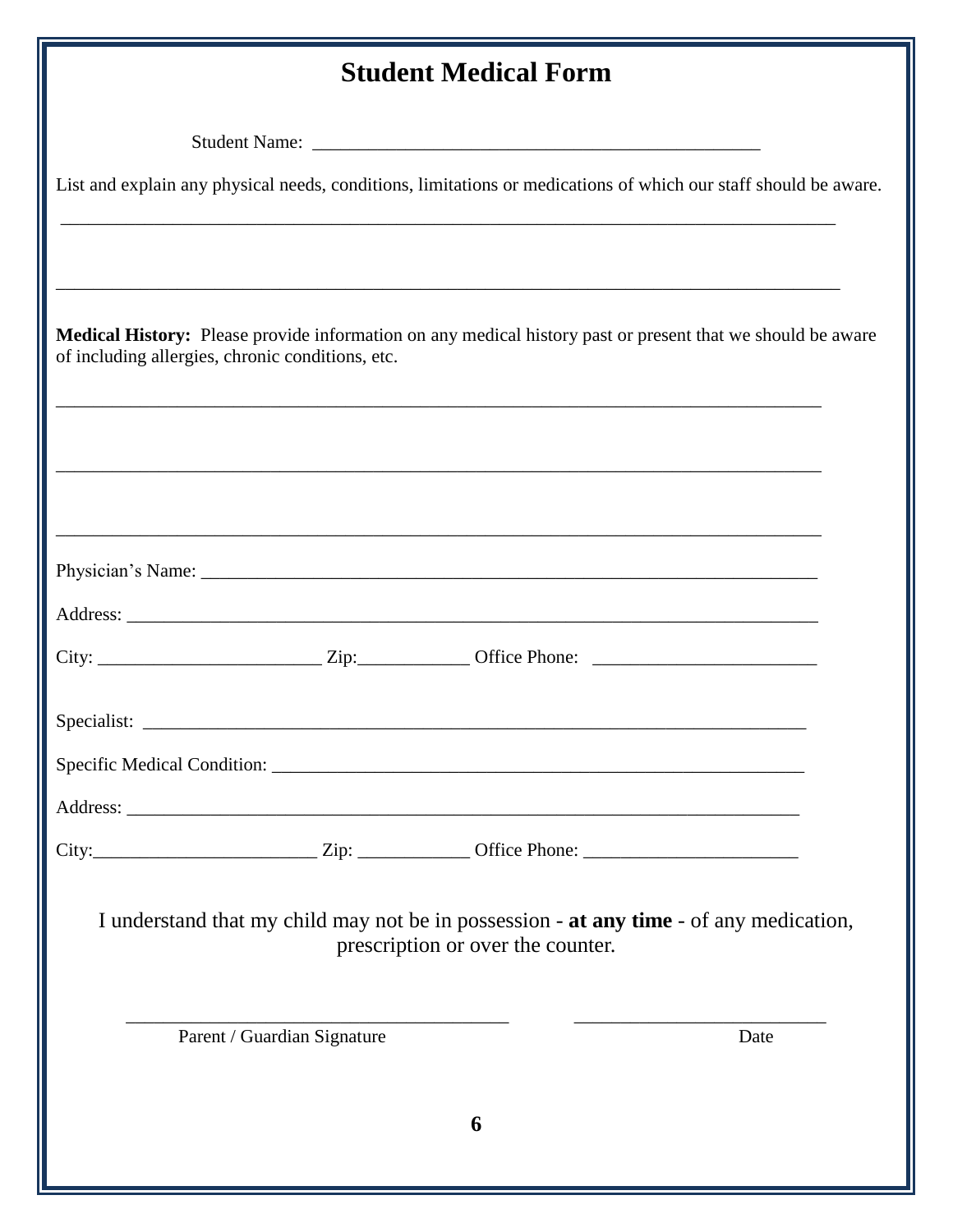# Student Medical Form

Student Name: ____________________________________________

List and explain any physical needs, conditions, limitations or medications of which our staff should be aware.

______________________________________________________________________________

______________________________________________________________________________

**Medical History:** Please provide information on any medical history past or present that we should be aware of including allergies, chronic conditions, etc.

______________________________________________________________________________

______________________________________________________________________________

______________________________________________________________________________

Physician's Name: ______________________________________________________________

Address: ______________________________________________________________________

City: ________________________ Zip:____________ Office Phone: ________________________

Specialist: ____________________________________________________________________

Specific Medical Condition: ______________________________________________________

Address: _____________________________________________________________________

City:________________________ Zip: ____________ Office Phone: _______________________

I understand that my child may not be in possession - **at any time** - of any medication, prescription or over the counter.

__________________________________________ ____________________________

Parent / Guardian Signature Date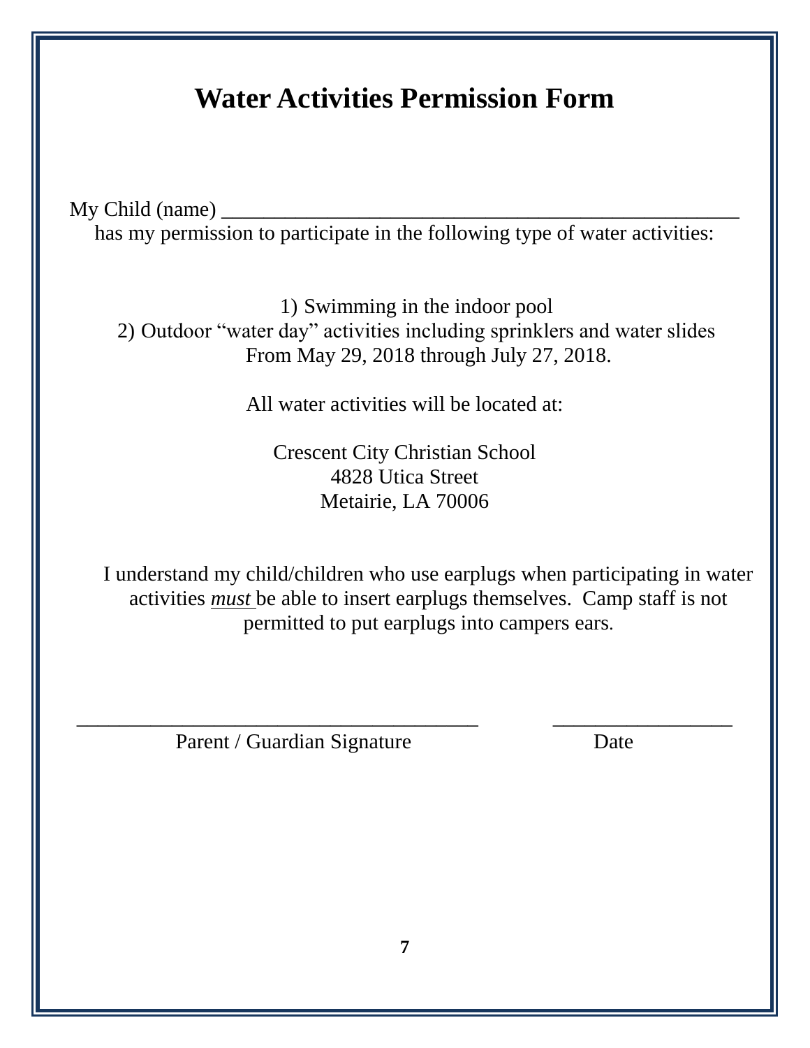# Water Activities Permission Form

My Child (name) ___________________________________________________

has my permission to participate in the following type of water activities:

1) Swimming in the indoor pool
2) Outdoor "water day" activities including sprinklers and water slides

From May 29, 2018 through July 27, 2018.

All water activities will be located at:

Crescent City Christian School
4828 Utica Street
Metairie, LA 70006

I understand my child/children who use earplugs when participating in water activities ***must*** be able to insert earplugs themselves. Camp staff is not permitted to put earplugs into campers ears.

_______________________________________ &nbsp;&nbsp;&nbsp;&nbsp; _________________

Parent / Guardian Signature &nbsp;&nbsp;&nbsp;&nbsp; Date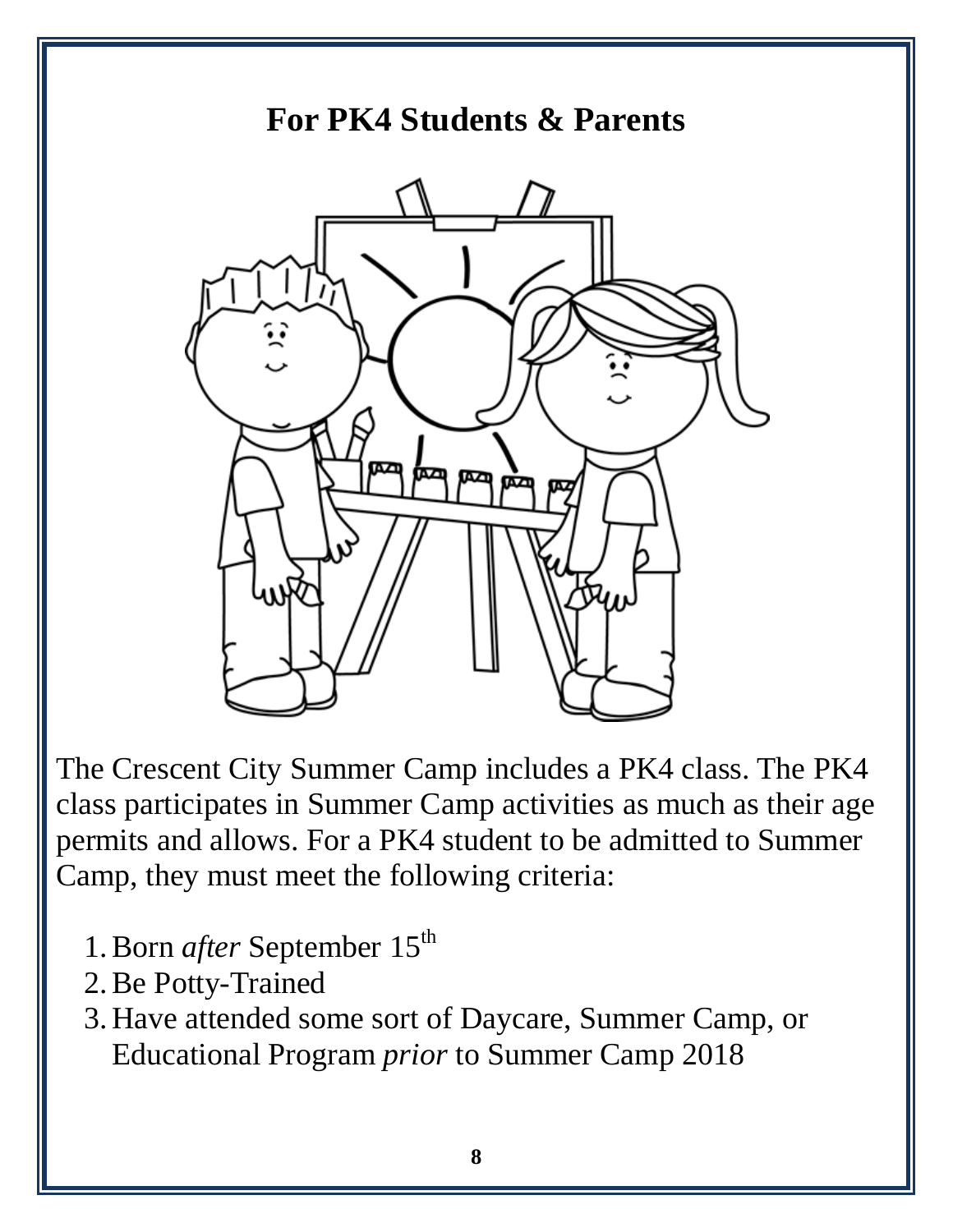## For PK4 Students & Parents

The Crescent City Summer Camp includes a PK4 class. The PK4 class participates in Summer Camp activities as much as their age permits and allows. For a PK4 student to be admitted to Summer Camp, they must meet the following criteria:

1. Born *after* September 15th
2. Be Potty-Trained
3. Have attended some sort of Daycare, Summer Camp, or Educational Program *prior* to Summer Camp 2018